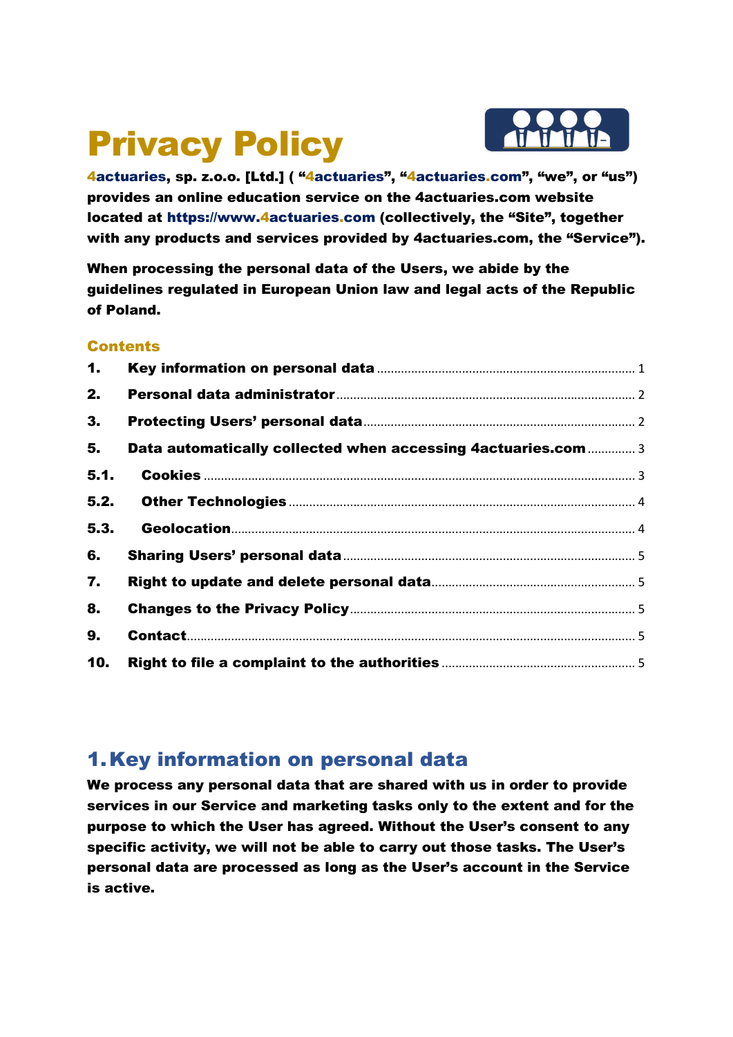# Privacy Policy

**4actuaries, sp. z.o.o. [Ltd.] ( "4actuaries", "4actuaries.com", "we", or "us") provides an online education service on the 4actuaries.com website located at https://www.4actuaries.com (collectively, the "Site", together with any products and services provided by 4actuaries.com, the "Service").**

**When processing the personal data of the Users, we abide by the guidelines regulated in European Union law and legal acts of the Republic of Poland.**

### Contents

1. Key information on personal data ........ 1
2. Personal data administrator ........ 2
3. Protecting Users' personal data ........ 2
5. Data automatically collected when accessing 4actuaries.com ........ 3
5.1. Cookies ........ 3
5.2. Other Technologies ........ 4
5.3. Geolocation ........ 4
6. Sharing Users' personal data ........ 5
7. Right to update and delete personal data ........ 5
8. Changes to the Privacy Policy ........ 5
9. Contact ........ 5
10. Right to file a complaint to the authorities ........ 5

## 1. Key information on personal data

**We process any personal data that are shared with us in order to provide services in our Service and marketing tasks only to the extent and for the purpose to which the User has agreed. Without the User's consent to any specific activity, we will not be able to carry out those tasks. The User's personal data are processed as long as the User's account in the Service is active.**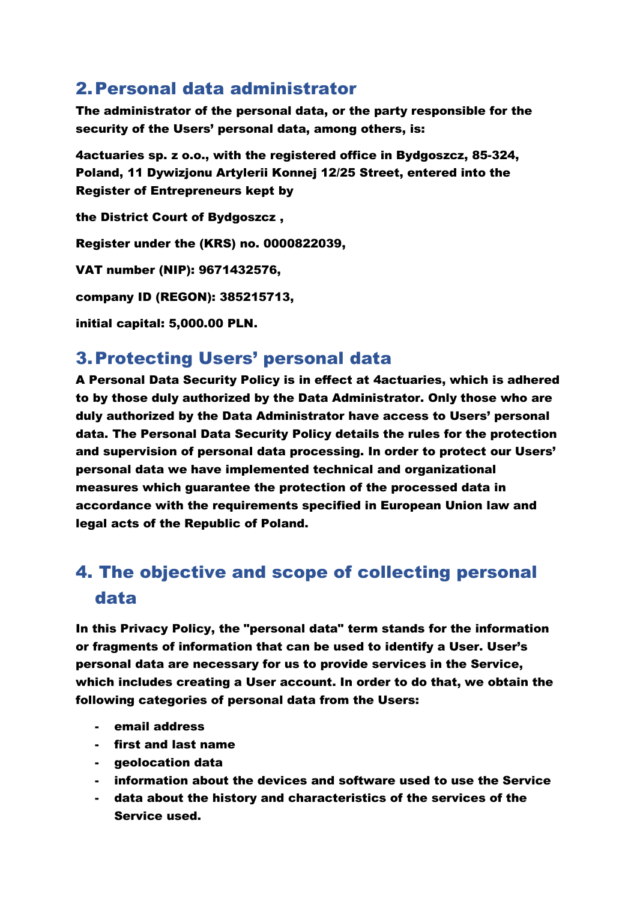## 2. Personal data administrator

**The administrator of the personal data, or the party responsible for the security of the Users' personal data, among others, is:**

**4actuaries sp. z o.o., with the registered office in Bydgoszcz, 85-324, Poland, 11 Dywizjonu Artylerii Konnej 12/25 Street, entered into the Register of Entrepreneurs kept by**

**the District Court of Bydgoszcz ,**

**Register under the (KRS) no. 0000822039,**

**VAT number (NIP): 9671432576,**

**company ID (REGON): 385215713,**

**initial capital: 5,000.00 PLN.**

## 3. Protecting Users' personal data

**A Personal Data Security Policy is in effect at 4actuaries, which is adhered to by those duly authorized by the Data Administrator. Only those who are duly authorized by the Data Administrator have access to Users' personal data. The Personal Data Security Policy details the rules for the protection and supervision of personal data processing. In order to protect our Users' personal data we have implemented technical and organizational measures which guarantee the protection of the processed data in accordance with the requirements specified in European Union law and legal acts of the Republic of Poland.**

## 4. The objective and scope of collecting personal data

**In this Privacy Policy, the "personal data" term stands for the information or fragments of information that can be used to identify a User. User's personal data are necessary for us to provide services in the Service, which includes creating a User account. In order to do that, we obtain the following categories of personal data from the Users:**

- **email address**
- **first and last name**
- **geolocation data**
- **information about the devices and software used to use the Service**
- **data about the history and characteristics of the services of the Service used.**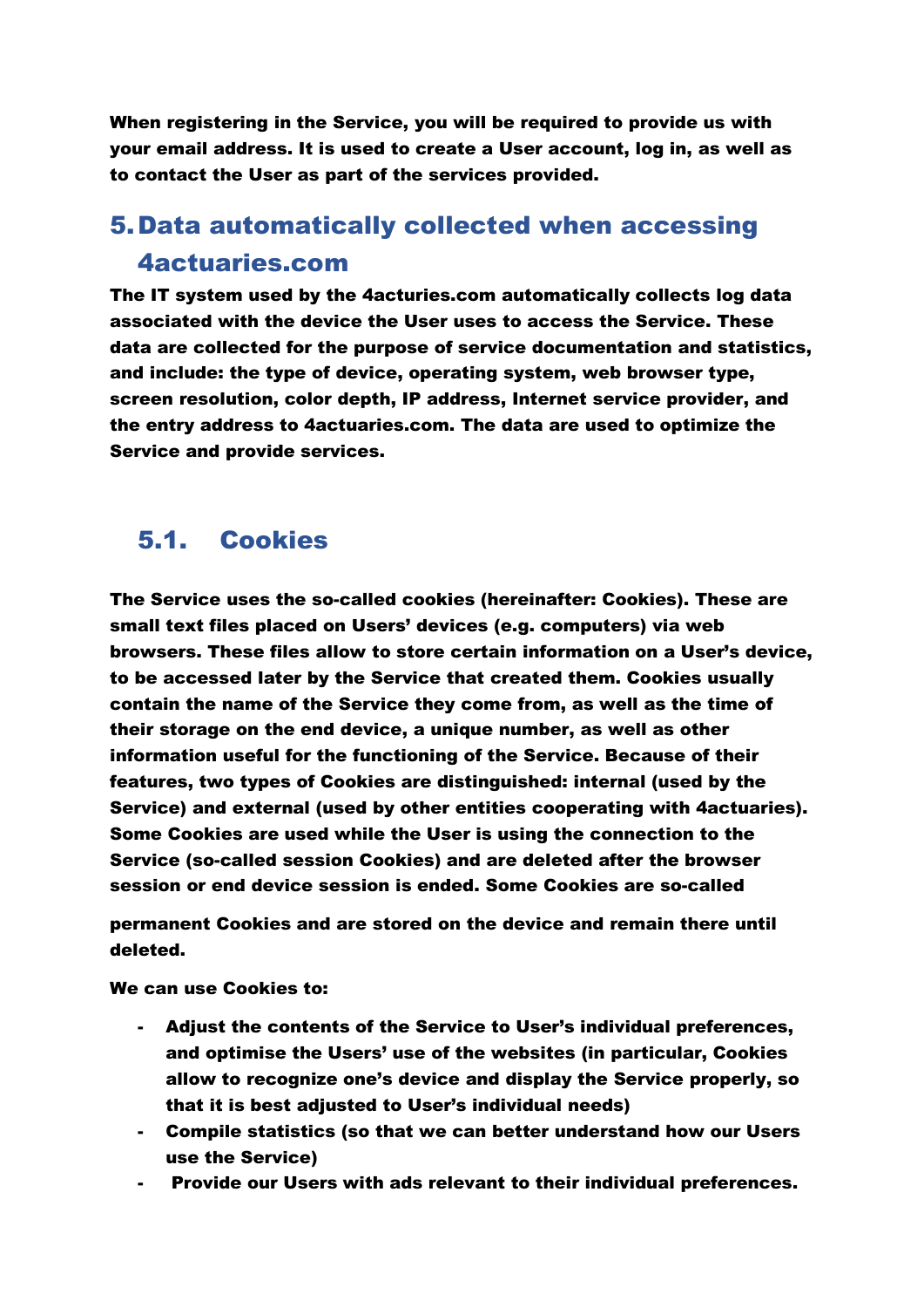**When registering in the Service, you will be required to provide us with your email address. It is used to create a User account, log in, as well as to contact the User as part of the services provided.**

## 5. Data automatically collected when accessing 4actuaries.com

**The IT system used by the 4acturies.com automatically collects log data associated with the device the User uses to access the Service. These data are collected for the purpose of service documentation and statistics, and include: the type of device, operating system, web browser type, screen resolution, color depth, IP address, Internet service provider, and the entry address to 4actuaries.com. The data are used to optimize the Service and provide services.**

### 5.1. Cookies

**The Service uses the so-called cookies (hereinafter: Cookies). These are small text files placed on Users' devices (e.g. computers) via web browsers. These files allow to store certain information on a User's device, to be accessed later by the Service that created them. Cookies usually contain the name of the Service they come from, as well as the time of their storage on the end device, a unique number, as well as other information useful for the functioning of the Service. Because of their features, two types of Cookies are distinguished: internal (used by the Service) and external (used by other entities cooperating with 4actuaries). Some Cookies are used while the User is using the connection to the Service (so-called session Cookies) and are deleted after the browser session or end device session is ended. Some Cookies are so-called permanent Cookies and are stored on the device and remain there until deleted.**

**We can use Cookies to:**

- **Adjust the contents of the Service to User's individual preferences, and optimise the Users' use of the websites (in particular, Cookies allow to recognize one's device and display the Service properly, so that it is best adjusted to User's individual needs)**
- **Compile statistics (so that we can better understand how our Users use the Service)**
- **Provide our Users with ads relevant to their individual preferences.**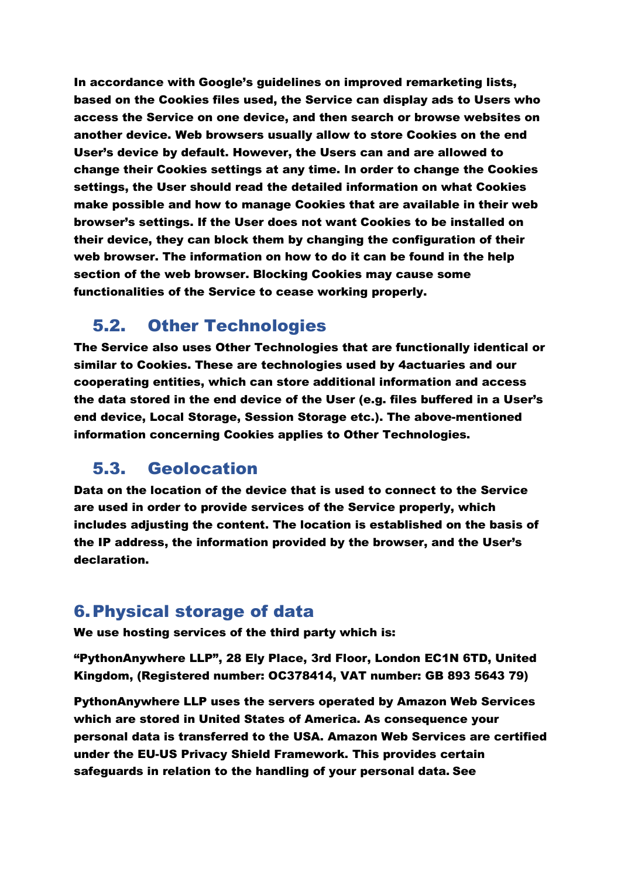In accordance with Google's guidelines on improved remarketing lists, based on the Cookies files used, the Service can display ads to Users who access the Service on one device, and then search or browse websites on another device. Web browsers usually allow to store Cookies on the end User's device by default. However, the Users can and are allowed to change their Cookies settings at any time. In order to change the Cookies settings, the User should read the detailed information on what Cookies make possible and how to manage Cookies that are available in their web browser's settings. If the User does not want Cookies to be installed on their device, they can block them by changing the configuration of their web browser. The information on how to do it can be found in the help section of the web browser. Blocking Cookies may cause some functionalities of the Service to cease working properly.

### 5.2. Other Technologies

The Service also uses Other Technologies that are functionally identical or similar to Cookies. These are technologies used by 4actuaries and our cooperating entities, which can store additional information and access the data stored in the end device of the User (e.g. files buffered in a User's end device, Local Storage, Session Storage etc.). The above-mentioned information concerning Cookies applies to Other Technologies.

### 5.3. Geolocation

Data on the location of the device that is used to connect to the Service are used in order to provide services of the Service properly, which includes adjusting the content. The location is established on the basis of the IP address, the information provided by the browser, and the User's declaration.

## 6. Physical storage of data

We use hosting services of the third party which is:

"PythonAnywhere LLP", 28 Ely Place, 3rd Floor, London EC1N 6TD, United Kingdom, (Registered number: OC378414, VAT number: GB 893 5643 79)

PythonAnywhere LLP uses the servers operated by Amazon Web Services which are stored in United States of America. As consequence your personal data is transferred to the USA. Amazon Web Services are certified under the EU-US Privacy Shield Framework. This provides certain safeguards in relation to the handling of your personal data. See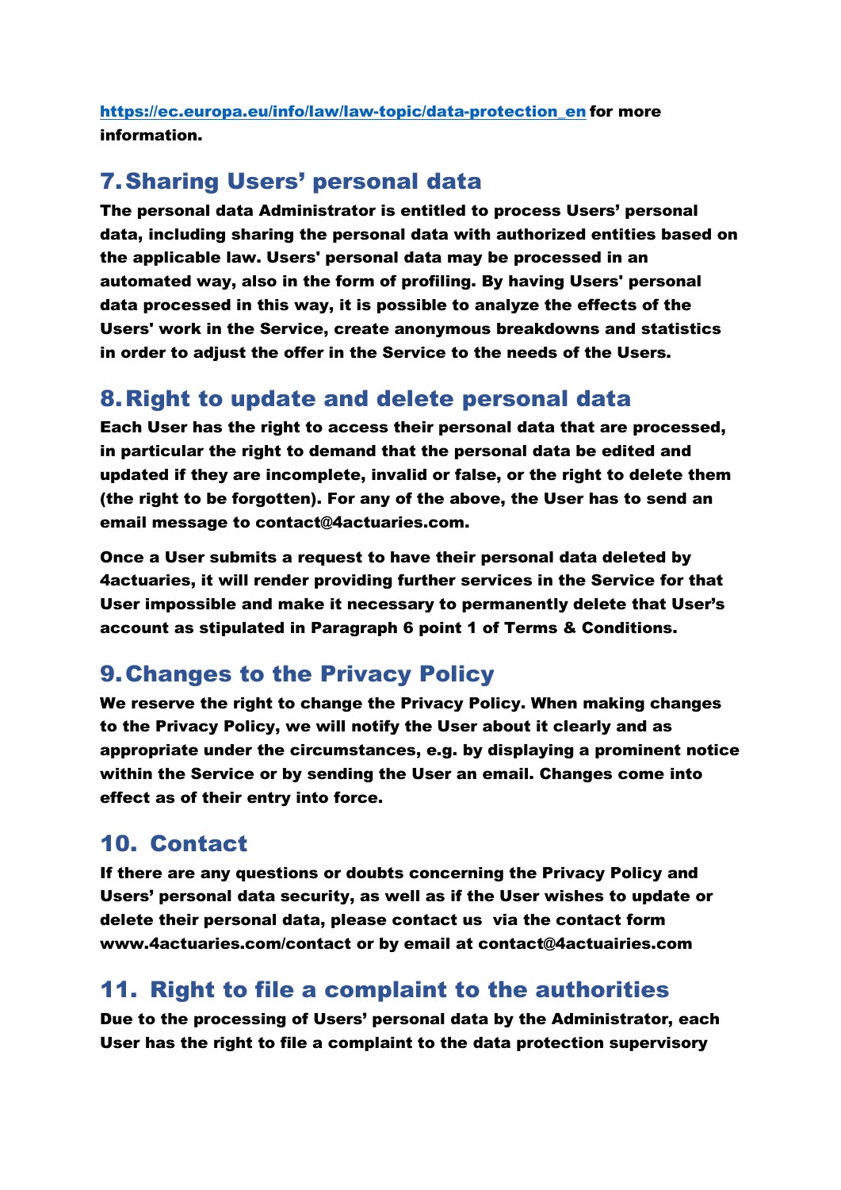**https://ec.europa.eu/info/law/law-topic/data-protection_en for more information.**

## 7. Sharing Users' personal data

**The personal data Administrator is entitled to process Users' personal data, including sharing the personal data with authorized entities based on the applicable law. Users' personal data may be processed in an automated way, also in the form of profiling. By having Users' personal data processed in this way, it is possible to analyze the effects of the Users' work in the Service, create anonymous breakdowns and statistics in order to adjust the offer in the Service to the needs of the Users.**

## 8. Right to update and delete personal data

**Each User has the right to access their personal data that are processed, in particular the right to demand that the personal data be edited and updated if they are incomplete, invalid or false, or the right to delete them (the right to be forgotten). For any of the above, the User has to send an email message to contact@4actuaries.com.**

**Once a User submits a request to have their personal data deleted by 4actuaries, it will render providing further services in the Service for that User impossible and make it necessary to permanently delete that User's account as stipulated in Paragraph 6 point 1 of Terms & Conditions.**

## 9. Changes to the Privacy Policy

**We reserve the right to change the Privacy Policy. When making changes to the Privacy Policy, we will notify the User about it clearly and as appropriate under the circumstances, e.g. by displaying a prominent notice within the Service or by sending the User an email. Changes come into effect as of their entry into force.**

## 10. Contact

**If there are any questions or doubts concerning the Privacy Policy and Users' personal data security, as well as if the User wishes to update or delete their personal data, please contact us via the contact form www.4actuaries.com/contact or by email at contact@4actuairies.com**

## 11. Right to file a complaint to the authorities

**Due to the processing of Users' personal data by the Administrator, each User has the right to file a complaint to the data protection supervisory**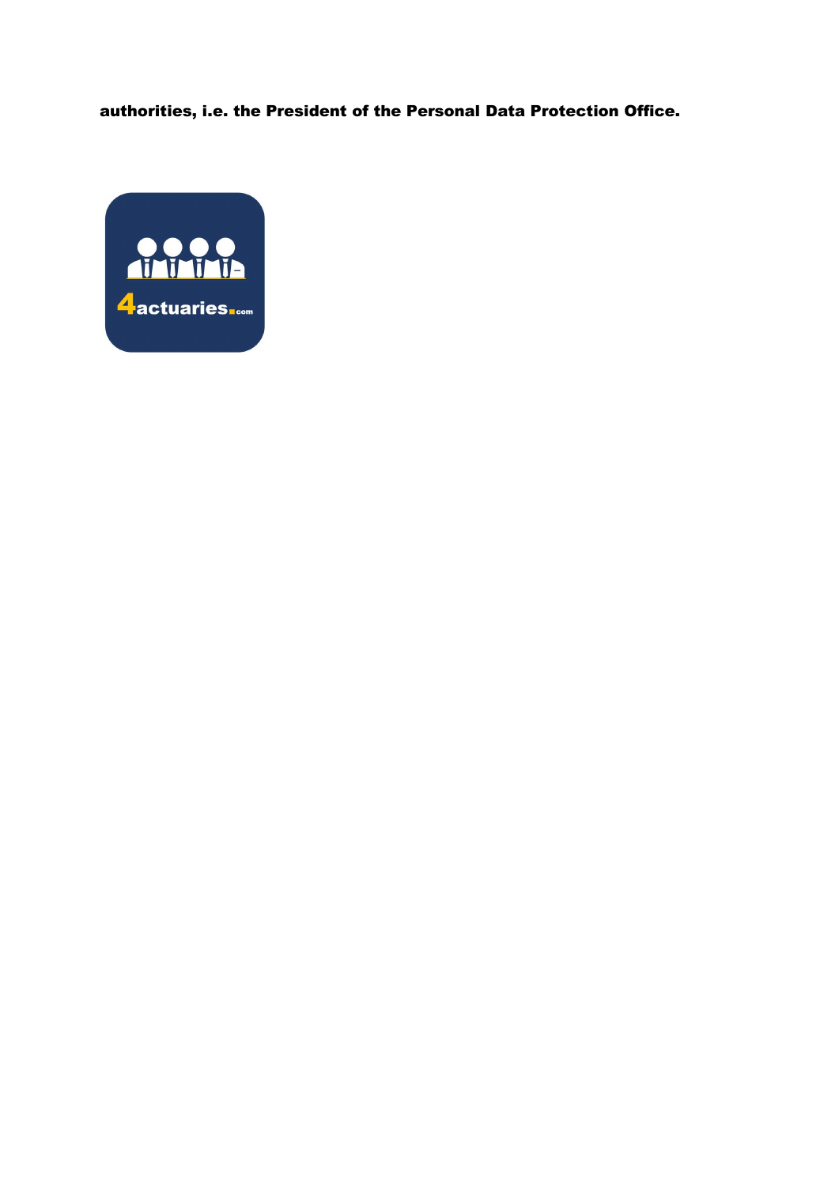**authorities, i.e. the President of the Personal Data Protection Office.**